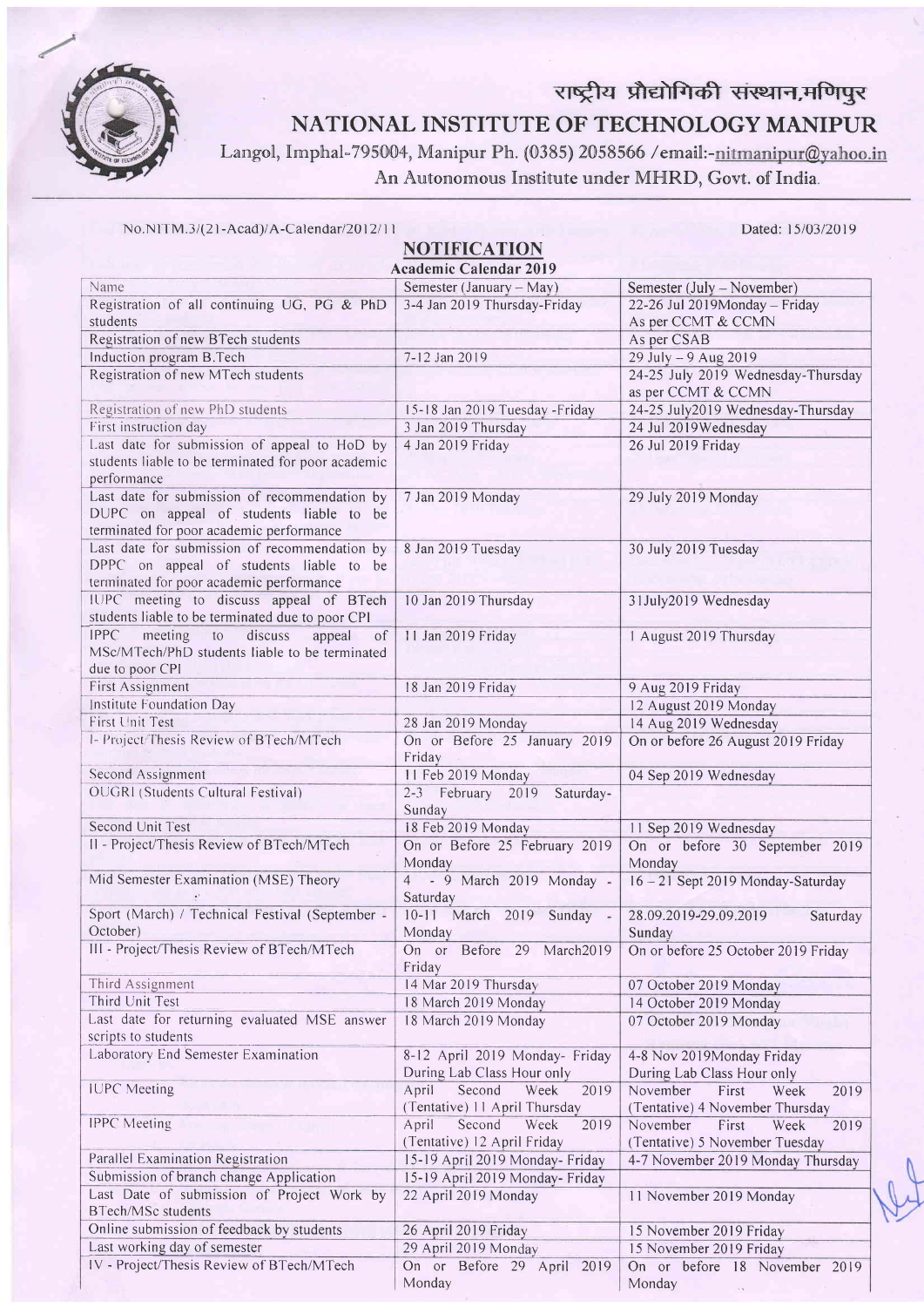राष्ट्रीय प्रौद्योगिकी संस्थान,मणिपुर

# NATIONAL INSTITUTE OF TECHNOLOGY MANIPUR

Langol, Imphal-795004, Manipur Ph. (0385) 2058566 /email:-nitmanipur@yahoo.in

An Autonomous Institute under MHRD, Govt. of India.

No.NITM.3/(21-Acad)/A-Calendar/2012/11

Dated: 15/03/2019

## NOTIFICATION

### Academic Calendar 2019

| Name | Semester (January – May) | Semester (July – November) |
|---|---|---|
| Registration of all continuing UG, PG & PhD students | 3-4 Jan 2019 Thursday-Friday | 22-26 Jul 2019Monday – Friday As per CCMT & CCMN |
| Registration of new BTech students | | As per CSAB |
| Induction program B.Tech | 7-12 Jan 2019 | 29 July – 9 Aug 2019 |
| Registration of new MTech students | | 24-25 July 2019 Wednesday-Thursday as per CCMT & CCMN |
| Registration of new PhD students | 15-18 Jan 2019 Tuesday -Friday | 24-25 July2019 Wednesday-Thursday |
| First instruction day | 3 Jan 2019 Thursday | 24 Jul 2019Wednesday |
| Last date for submission of appeal to HoD by students liable to be terminated for poor academic performance | 4 Jan 2019 Friday | 26 Jul 2019 Friday |
| Last date for submission of recommendation by DUPC on appeal of students liable to be terminated for poor academic performance | 7 Jan 2019 Monday | 29 July 2019 Monday |
| Last date for submission of recommendation by DPPC on appeal of students liable to be terminated for poor academic performance | 8 Jan 2019 Tuesday | 30 July 2019 Tuesday |
| IUPC meeting to discuss appeal of BTech students liable to be terminated due to poor CPI | 10 Jan 2019 Thursday | 31July2019 Wednesday |
| IPPC meeting to discuss appeal of MSc/MTech/PhD students liable to be terminated due to poor CPI | 11 Jan 2019 Friday | 1 August 2019 Thursday |
| First Assignment | 18 Jan 2019 Friday | 9 Aug 2019 Friday |
| Institute Foundation Day | | 12 August 2019 Monday |
| First Unit Test | 28 Jan 2019 Monday | 14 Aug 2019 Wednesday |
| I- Project/Thesis Review of BTech/MTech | On or Before 25 January 2019 Friday | On or before 26 August 2019 Friday |
| Second Assignment | 11 Feb 2019 Monday | 04 Sep 2019 Wednesday |
| OUGRI (Students Cultural Festival) | 2-3 February 2019 Saturday-Sunday | |
| Second Unit Test | 18 Feb 2019 Monday | 11 Sep 2019 Wednesday |
| II - Project/Thesis Review of BTech/MTech | On or Before 25 February 2019 Monday | On or before 30 September 2019 Monday |
| Mid Semester Examination (MSE) Theory | 4 - 9 March 2019 Monday - Saturday | 16 – 21 Sept 2019 Monday-Saturday |
| Sport (March) / Technical Festival (September - October) | 10-11 March 2019 Sunday - Monday | 28.09.2019-29.09.2019 Saturday Sunday |
| III - Project/Thesis Review of BTech/MTech | On or Before 29 March2019 Friday | On or before 25 October 2019 Friday |
| Third Assignment | 14 Mar 2019 Thursday | 07 October 2019 Monday |
| Third Unit Test | 18 March 2019 Monday | 14 October 2019 Monday |
| Last date for returning evaluated MSE answer scripts to students | 18 March 2019 Monday | 07 October 2019 Monday |
| Laboratory End Semester Examination | 8-12 April 2019 Monday- Friday During Lab Class Hour only | 4-8 Nov 2019Monday Friday During Lab Class Hour only |
| IUPC Meeting | April Second Week 2019 (Tentative) 11 April Thursday | November First Week 2019 (Tentative) 4 November Thursday |
| IPPC Meeting | April Second Week 2019 (Tentative) 12 April Friday | November First Week 2019 (Tentative) 5 November Tuesday |
| Parallel Examination Registration | 15-19 April 2019 Monday- Friday | 4-7 November 2019 Monday Thursday |
| Submission of branch change Application | 15-19 April 2019 Monday- Friday | |
| Last Date of submission of Project Work by BTech/MSc students | 22 April 2019 Monday | 11 November 2019 Monday |
| Online submission of feedback by students | 26 April 2019 Friday | 15 November 2019 Friday |
| Last working day of semester | 29 April 2019 Monday | 15 November 2019 Friday |
| IV - Project/Thesis Review of BTech/MTech | On or Before 29 April 2019 Monday | On or before 18 November 2019 Monday |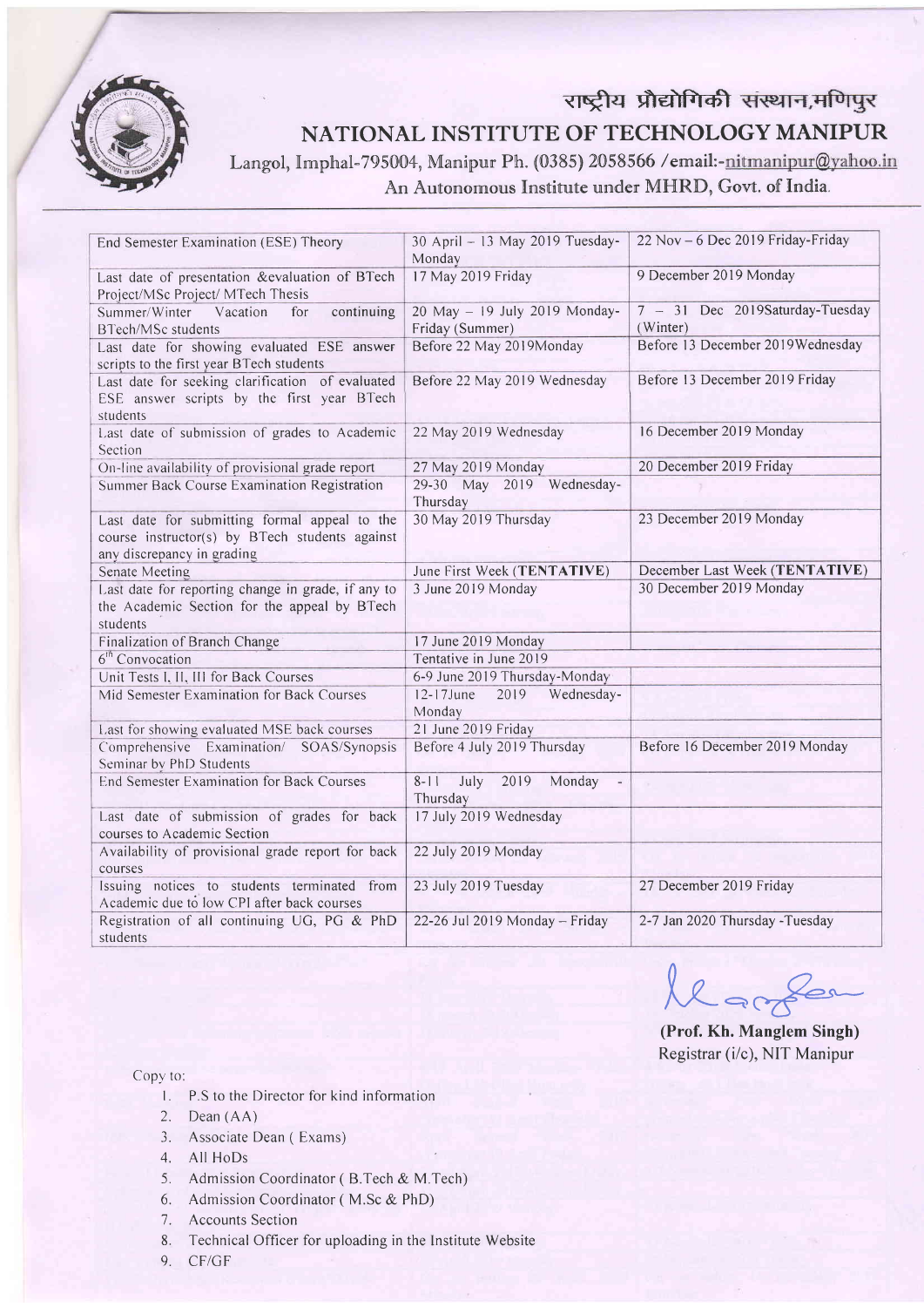राष्ट्रीय प्रौद्योगिकी संस्थान,मणिपुर

# NATIONAL INSTITUTE OF TECHNOLOGY MANIPUR

Langol, Imphal-795004, Manipur Ph. (0385) 2058566 /email:-nitmanipur@yahoo.in

An Autonomous Institute under MHRD, Govt. of India.

| | | |
|---|---|---|
| End Semester Examination (ESE) Theory | 30 April – 13 May 2019 Tuesday-Monday | 22 Nov – 6 Dec 2019 Friday-Friday |
| Last date of presentation &evaluation of BTech Project/MSc Project/ MTech Thesis | 17 May 2019 Friday | 9 December 2019 Monday |
| Summer/Winter Vacation for continuing BTech/MSc students | 20 May – 19 July 2019 Monday-Friday (Summer) | 7 – 31 Dec 2019Saturday-Tuesday (Winter) |
| Last date for showing evaluated ESE answer scripts to the first year BTech students | Before 22 May 2019Monday | Before 13 December 2019Wednesday |
| Last date for seeking clarification of evaluated ESE answer scripts by the first year BTech students | Before 22 May 2019 Wednesday | Before 13 December 2019 Friday |
| Last date of submission of grades to Academic Section | 22 May 2019 Wednesday | 16 December 2019 Monday |
| On-line availability of provisional grade report | 27 May 2019 Monday | 20 December 2019 Friday |
| Summer Back Course Examination Registration | 29-30 May 2019 Wednesday-Thursday | |
| Last date for submitting formal appeal to the course instructor(s) by BTech students against any discrepancy in grading | 30 May 2019 Thursday | 23 December 2019 Monday |
| Senate Meeting | June First Week (**TENTATIVE**) | December Last Week (**TENTATIVE**) |
| Last date for reporting change in grade, if any to the Academic Section for the appeal by BTech students | 3 June 2019 Monday | 30 December 2019 Monday |
| Finalization of Branch Change | 17 June 2019 Monday | |
| 6th Convocation | Tentative in June 2019 | |
| Unit Tests I, II, III for Back Courses | 6-9 June 2019 Thursday-Monday | |
| Mid Semester Examination for Back Courses | 12-17June 2019 Wednesday-Monday | |
| Last for showing evaluated MSE back courses | 21 June 2019 Friday | |
| Comprehensive Examination/ SOAS/Synopsis Seminar by PhD Students | Before 4 July 2019 Thursday | Before 16 December 2019 Monday |
| End Semester Examination for Back Courses | 8-11 July 2019 Monday - Thursday | |
| Last date of submission of grades for back courses to Academic Section | 17 July 2019 Wednesday | |
| Availability of provisional grade report for back courses | 22 July 2019 Monday | |
| Issuing notices to students terminated from Academic due to low CPI after back courses | 23 July 2019 Tuesday | 27 December 2019 Friday |
| Registration of all continuing UG, PG & PhD students | 22-26 Jul 2019 Monday – Friday | 2-7 Jan 2020 Thursday -Tuesday |

**(Prof. Kh. Manglem Singh)**
Registrar (i/c), NIT Manipur

Copy to:

1. P.S to the Director for kind information
2. Dean (AA)
3. Associate Dean ( Exams)
4. All HoDs
5. Admission Coordinator ( B.Tech & M.Tech)
6. Admission Coordinator ( M.Sc & PhD)
7. Accounts Section
8. Technical Officer for uploading in the Institute Website
9. CF/GF